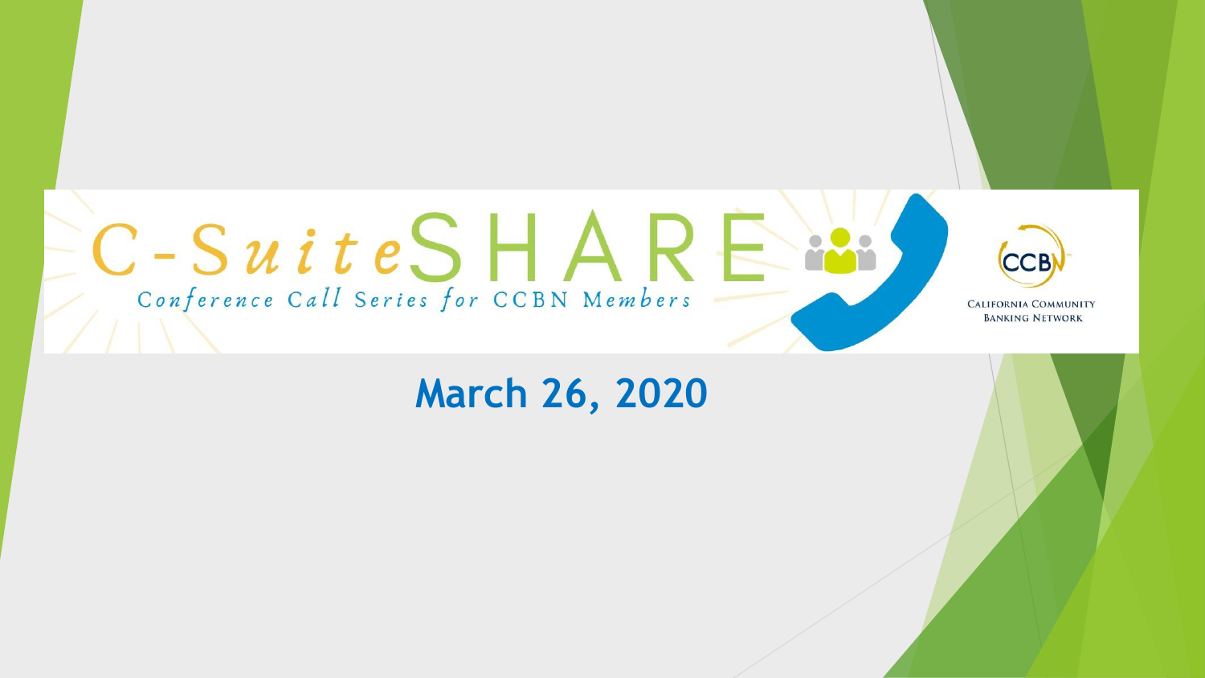# C-Suite SHARE

Conference Call Series for CCBN Members

CCB

California Community Banking Network

## March 26, 2020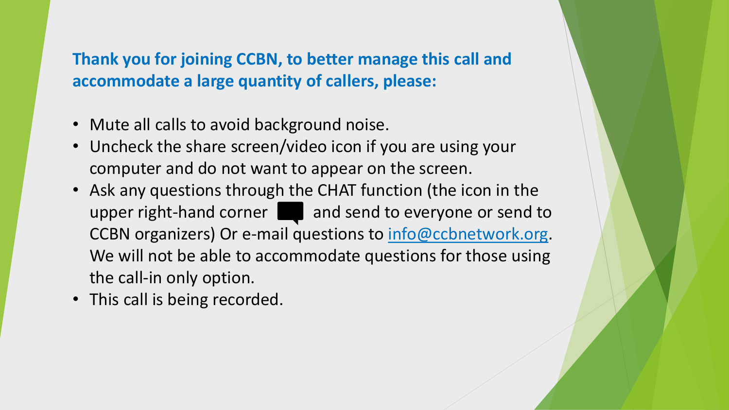**Thank you for joining CCBN, to better manage this call and accommodate a large quantity of callers, please:**

- Mute all calls to avoid background noise.
- Uncheck the share screen/video icon if you are using your computer and do not want to appear on the screen.
- Ask any questions through the CHAT function (the icon in the upper right-hand corner and send to everyone or send to CCBN organizers) Or e-mail questions to info@ccbnetwork.org. We will not be able to accommodate questions for those using the call-in only option.
- This call is being recorded.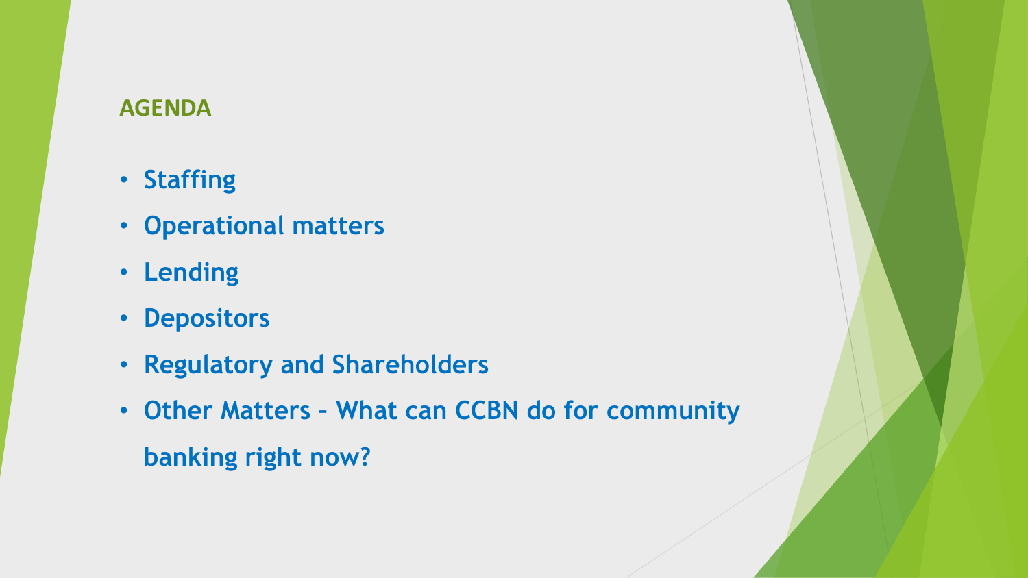## AGENDA

- **Staffing**
- **Operational matters**
- **Lending**
- **Depositors**
- **Regulatory and Shareholders**
- **Other Matters – What can CCBN do for community banking right now?**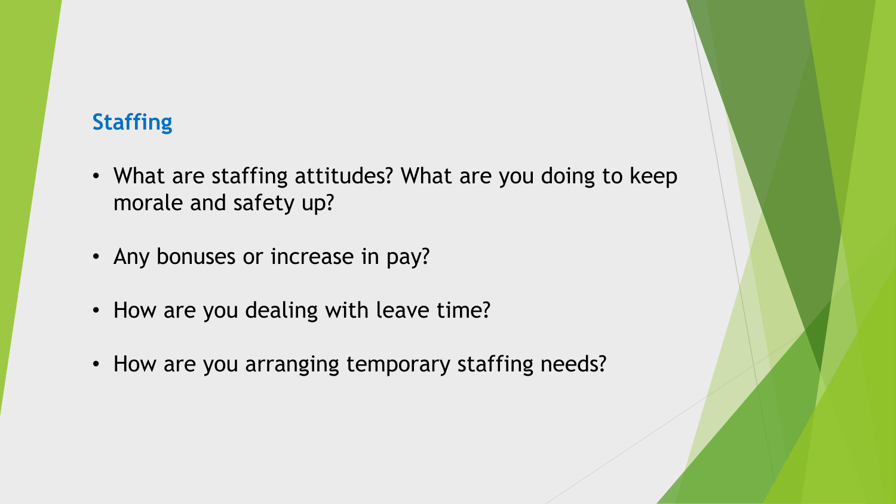## Staffing

- What are staffing attitudes? What are you doing to keep morale and safety up?
- Any bonuses or increase in pay?
- How are you dealing with leave time?
- How are you arranging temporary staffing needs?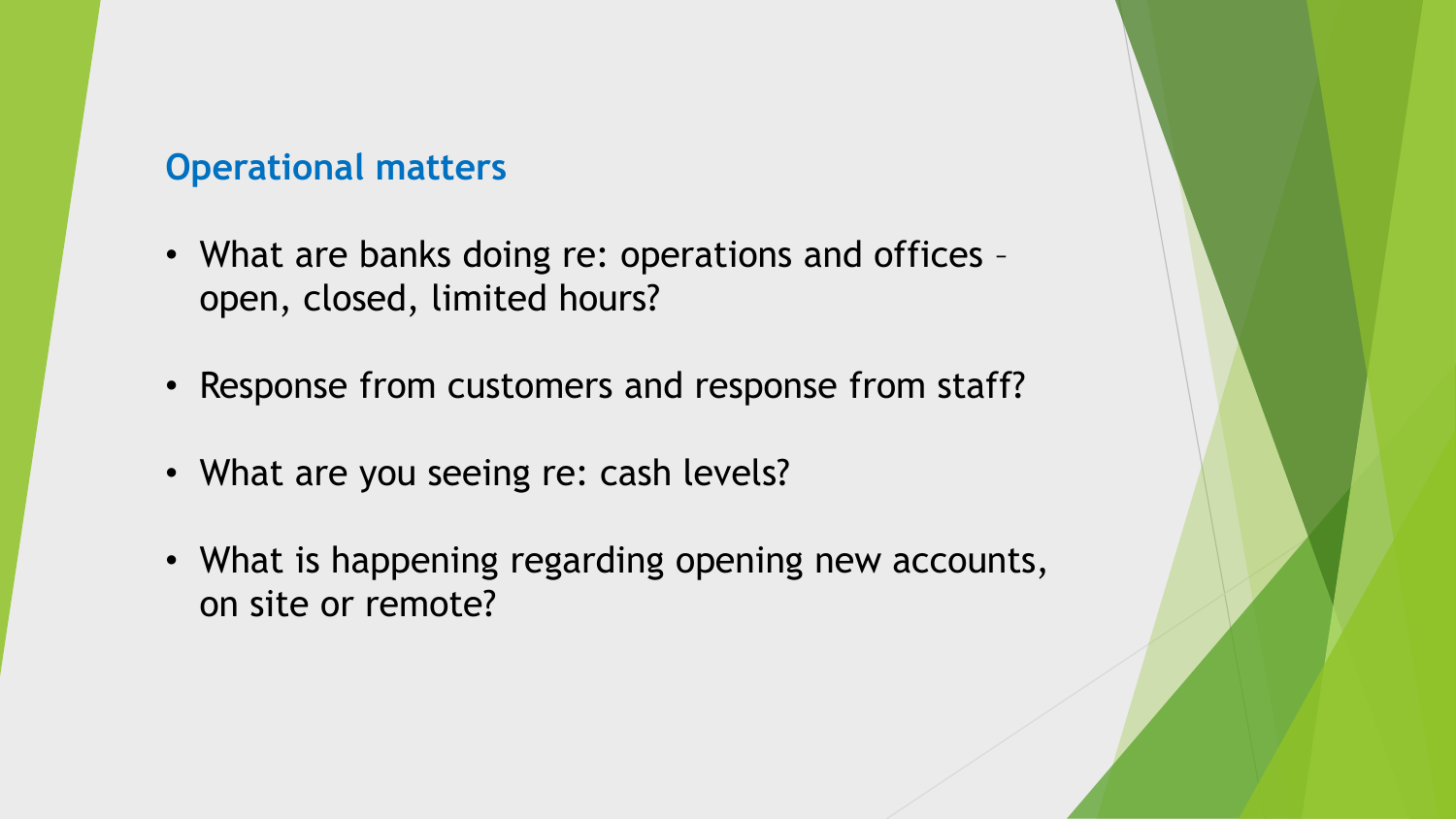## Operational matters

- What are banks doing re: operations and offices – open, closed, limited hours?
- Response from customers and response from staff?
- What are you seeing re: cash levels?
- What is happening regarding opening new accounts, on site or remote?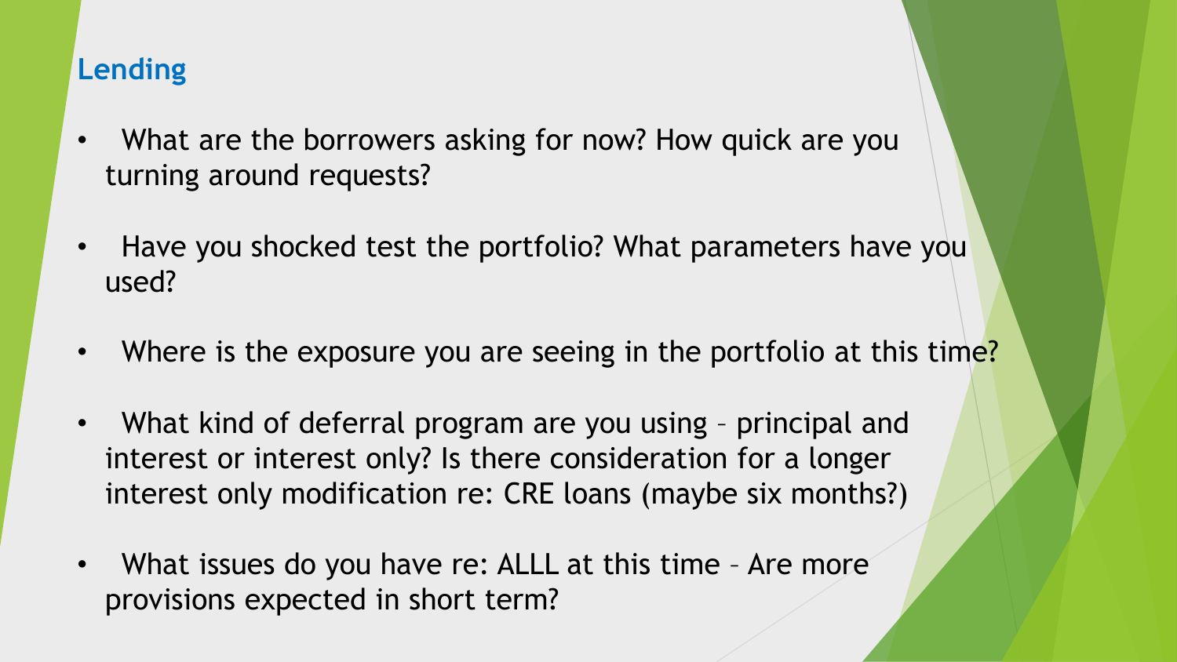## Lending

- What are the borrowers asking for now? How quick are you turning around requests?
- Have you shocked test the portfolio? What parameters have you used?
- Where is the exposure you are seeing in the portfolio at this time?
- What kind of deferral program are you using – principal and interest or interest only? Is there consideration for a longer interest only modification re: CRE loans (maybe six months?)
- What issues do you have re: ALLL at this time – Are more provisions expected in short term?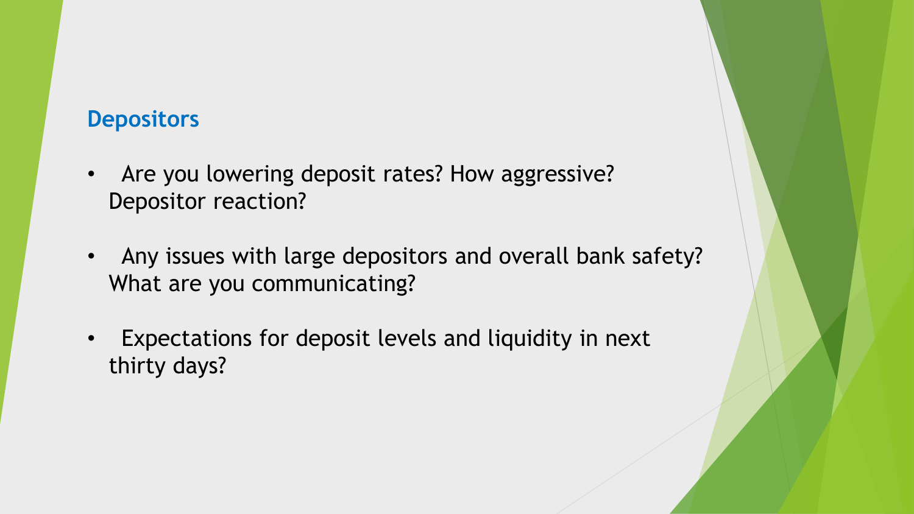## Depositors

- Are you lowering deposit rates? How aggressive? Depositor reaction?
- Any issues with large depositors and overall bank safety? What are you communicating?
- Expectations for deposit levels and liquidity in next thirty days?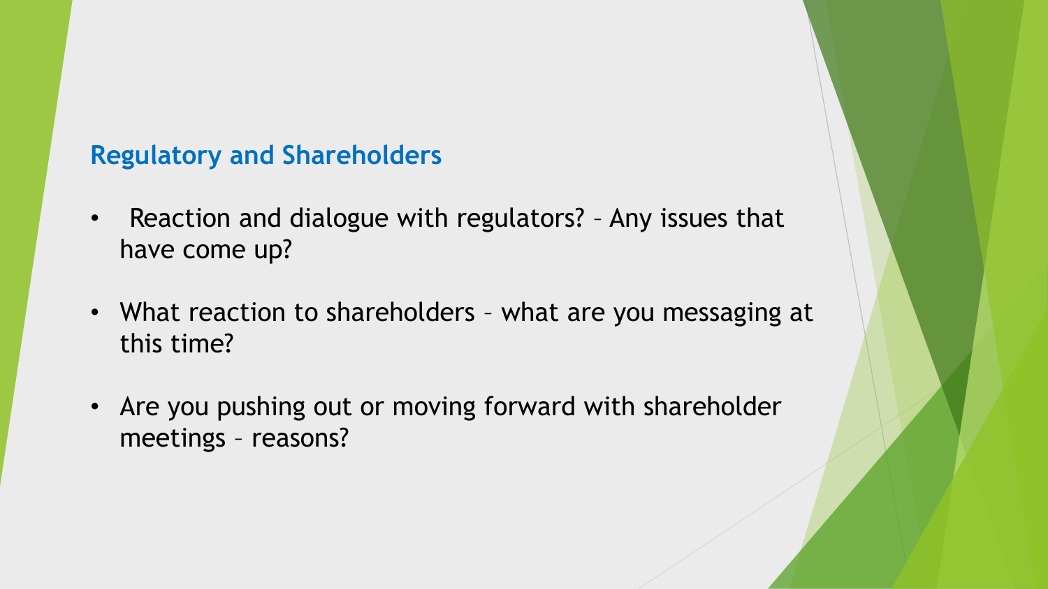## Regulatory and Shareholders

- Reaction and dialogue with regulators? – Any issues that have come up?
- What reaction to shareholders – what are you messaging at this time?
- Are you pushing out or moving forward with shareholder meetings – reasons?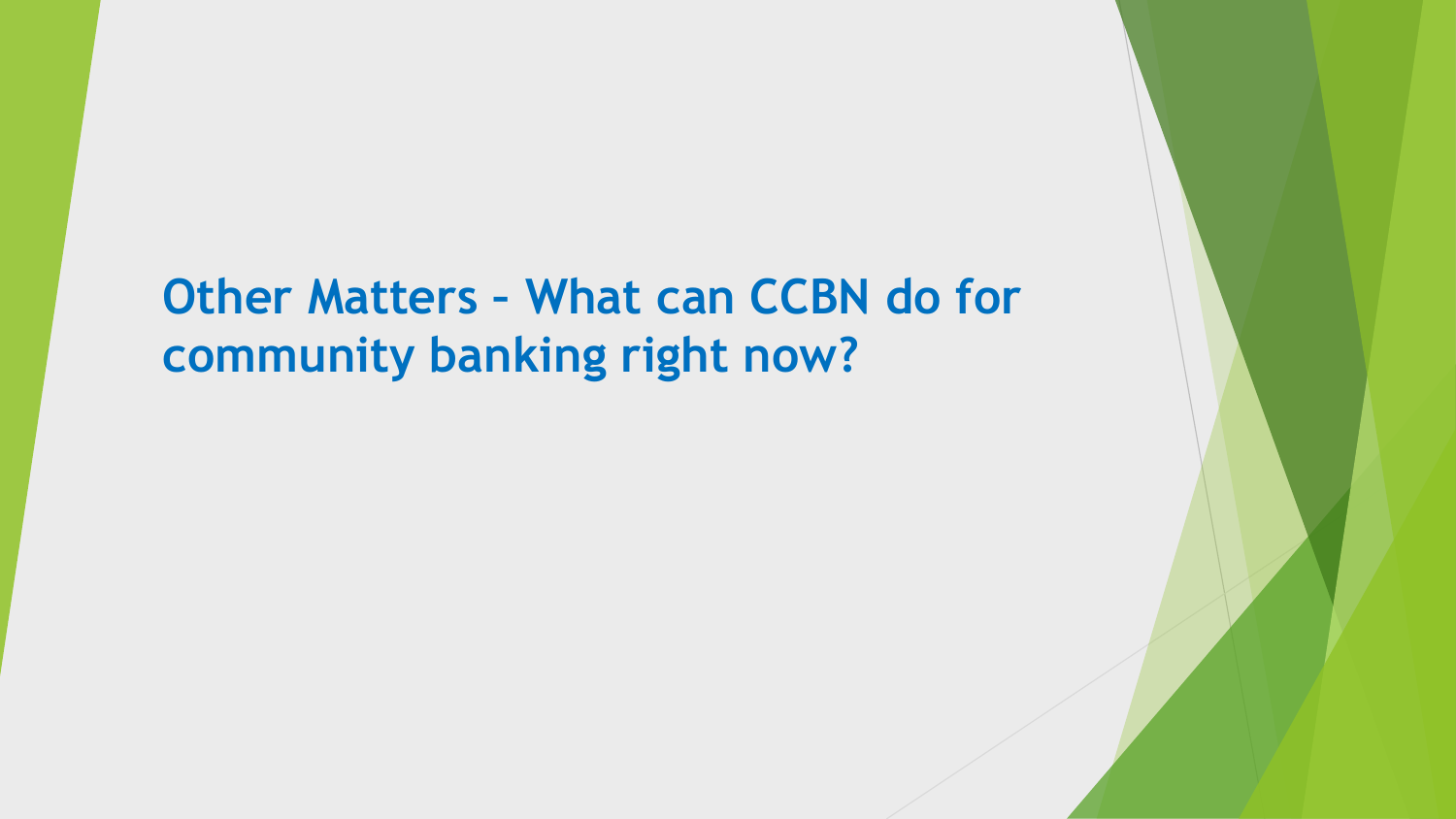# Other Matters – What can CCBN do for community banking right now?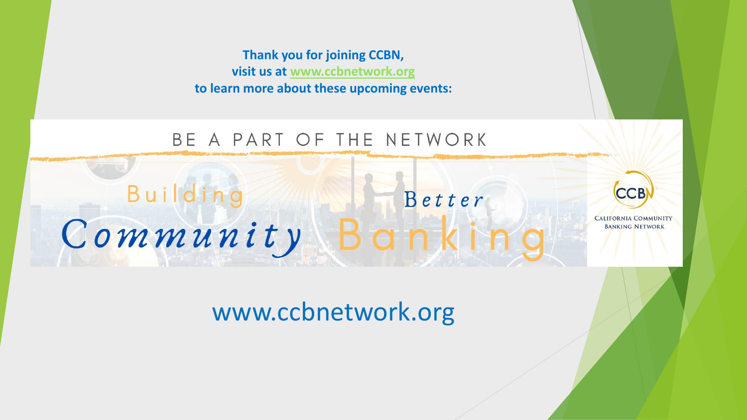**Thank you for joining CCBN,**
**visit us at www.ccbnetwork.org**
**to learn more about these upcoming events:**

BE A PART OF THE NETWORK

Building Better Community Banking

CCB
CALIFORNIA COMMUNITY BANKING NETWORK

www.ccbnetwork.org